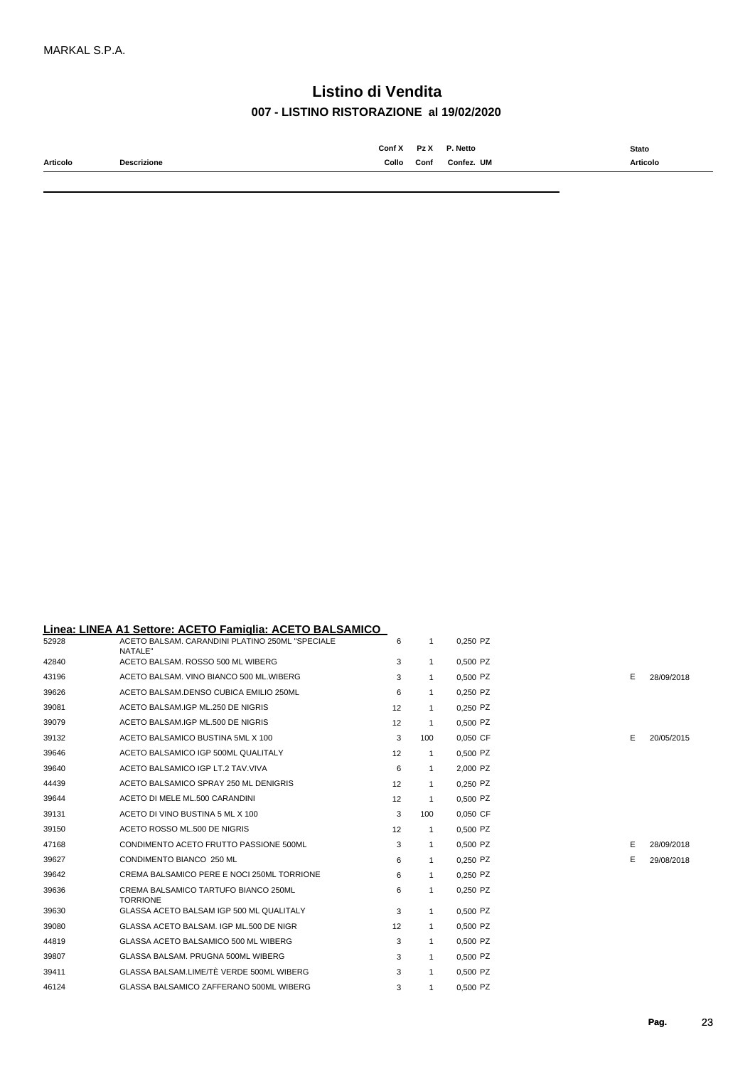MARKAL S.P.A.

# Listino di Vendita

## 007 - LISTINO RISTORAZIONE al 19/02/2020

**Linea: LINEA A1 Settore: ACETO Famiglia: ACETO BALSAMICO**

| Articolo | Descrizione | Conf X Collo | Pz X Conf | P. Netto Confez. | UM | Stato Articolo | |
|---|---|---|---|---|---|---|---|
| 52928 | ACETO BALSAM. CARANDINI PLATINO 250ML "SPECIALE NATALE" | 6 | 1 | 0,250 | PZ | | |
| 42840 | ACETO BALSAM. ROSSO 500 ML WIBERG | 3 | 1 | 0,500 | PZ | | |
| 43196 | ACETO BALSAM. VINO BIANCO 500 ML.WIBERG | 3 | 1 | 0,500 | PZ | E | 28/09/2018 |
| 39626 | ACETO BALSAM.DENSO CUBICA EMILIO 250ML | 6 | 1 | 0,250 | PZ | | |
| 39081 | ACETO BALSAM.IGP ML.250 DE NIGRIS | 12 | 1 | 0,250 | PZ | | |
| 39079 | ACETO BALSAM.IGP ML.500 DE NIGRIS | 12 | 1 | 0,500 | PZ | | |
| 39132 | ACETO BALSAMICO BUSTINA 5ML X 100 | 3 | 100 | 0,050 | CF | E | 20/05/2015 |
| 39646 | ACETO BALSAMICO IGP 500ML QUALITALY | 12 | 1 | 0,500 | PZ | | |
| 39640 | ACETO BALSAMICO IGP LT.2 TAV.VIVA | 6 | 1 | 2,000 | PZ | | |
| 44439 | ACETO BALSAMICO SPRAY 250 ML DENIGRIS | 12 | 1 | 0,250 | PZ | | |
| 39644 | ACETO DI MELE ML.500 CARANDINI | 12 | 1 | 0,500 | PZ | | |
| 39131 | ACETO DI VINO BUSTINA 5 ML X 100 | 3 | 100 | 0,050 | CF | | |
| 39150 | ACETO ROSSO ML.500 DE NIGRIS | 12 | 1 | 0,500 | PZ | | |
| 47168 | CONDIMENTO ACETO FRUTTO PASSIONE 500ML | 3 | 1 | 0,500 | PZ | E | 28/09/2018 |
| 39627 | CONDIMENTO BIANCO 250 ML | 6 | 1 | 0,250 | PZ | E | 29/08/2018 |
| 39642 | CREMA BALSAMICO PERE E NOCI 250ML TORRIONE | 6 | 1 | 0,250 | PZ | | |
| 39636 | CREMA BALSAMICO TARTUFO BIANCO 250ML TORRIONE | 6 | 1 | 0,250 | PZ | | |
| 39630 | GLASSA ACETO BALSAM IGP 500 ML QUALITALY | 3 | 1 | 0,500 | PZ | | |
| 39080 | GLASSA ACETO BALSAM. IGP ML.500 DE NIGR | 12 | 1 | 0,500 | PZ | | |
| 44819 | GLASSA ACETO BALSAMICO 500 ML WIBERG | 3 | 1 | 0,500 | PZ | | |
| 39807 | GLASSA BALSAM. PRUGNA 500ML WIBERG | 3 | 1 | 0,500 | PZ | | |
| 39411 | GLASSA BALSAM.LIME/TÈ VERDE 500ML WIBERG | 3 | 1 | 0,500 | PZ | | |
| 46124 | GLASSA BALSAMICO ZAFFERANO 500ML WIBERG | 3 | 1 | 0,500 | PZ | | |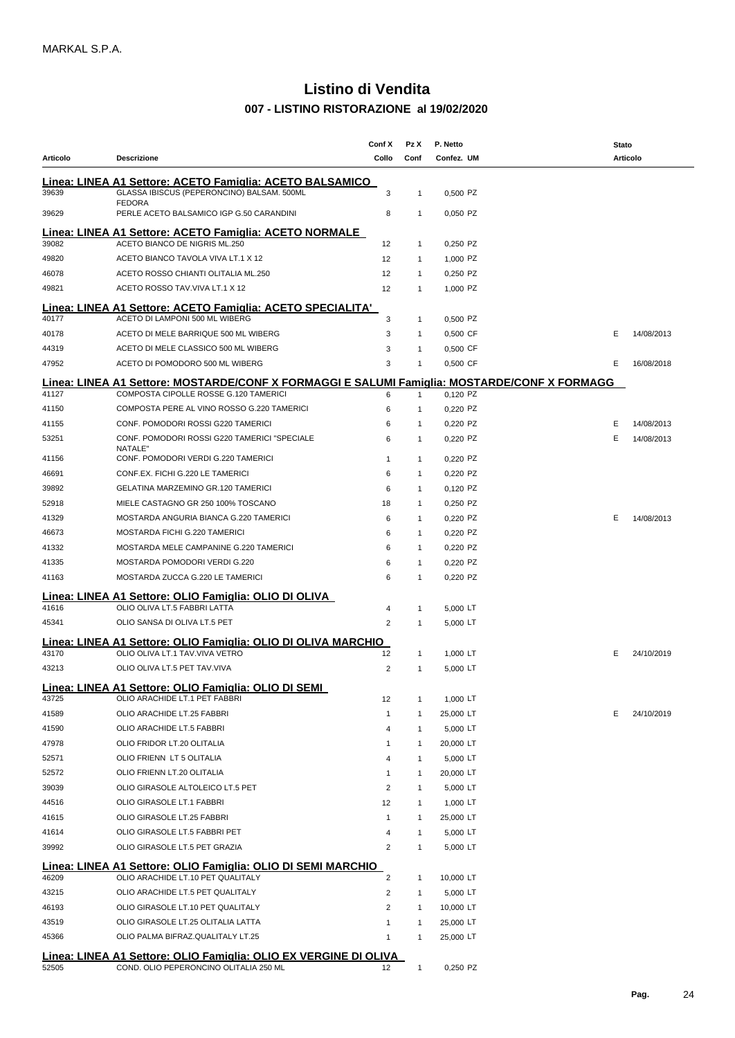MARKAL S.P.A.

# Listino di Vendita

## 007 - LISTINO RISTORAZIONE al 19/02/2020

| Articolo | Descrizione | Conf X Collo | Pz X Conf | P. Netto Confez. | UM | Stato Articolo | |
|---|---|---|---|---|---|---|---|
| **Linea: LINEA A1 Settore: ACETO Famiglia: ACETO BALSAMICO** | | | | | | | |
| 39639 | GLASSA IBISCUS (PEPERONCINO) BALSAM. 500ML FEDORA | 3 | 1 | 0,500 | PZ | | |
| 39629 | PERLE ACETO BALSAMICO IGP G.50 CARANDINI | 8 | 1 | 0,050 | PZ | | |
| **Linea: LINEA A1 Settore: ACETO Famiglia: ACETO NORMALE** | | | | | | | |
| 39082 | ACETO BIANCO DE NIGRIS ML.250 | 12 | 1 | 0,250 | PZ | | |
| 49820 | ACETO BIANCO TAVOLA VIVA LT.1 X 12 | 12 | 1 | 1,000 | PZ | | |
| 46078 | ACETO ROSSO CHIANTI OLITALIA ML.250 | 12 | 1 | 0,250 | PZ | | |
| 49821 | ACETO ROSSO TAV.VIVA LT.1 X 12 | 12 | 1 | 1,000 | PZ | | |
| **Linea: LINEA A1 Settore: ACETO Famiglia: ACETO SPECIALITA'** | | | | | | | |
| 40177 | ACETO DI LAMPONI 500 ML WIBERG | 3 | 1 | 0,500 | PZ | | |
| 40178 | ACETO DI MELE BARRIQUE 500 ML WIBERG | 3 | 1 | 0,500 | CF | E | 14/08/2013 |
| 44319 | ACETO DI MELE CLASSICO 500 ML WIBERG | 3 | 1 | 0,500 | CF | | |
| 47952 | ACETO DI POMODORO 500 ML WIBERG | 3 | 1 | 0,500 | CF | E | 16/08/2018 |
| **Linea: LINEA A1 Settore: MOSTARDE/CONF X FORMAGGI E SALUMI Famiglia: MOSTARDE/CONF X FORMAGG** | | | | | | | |
| 41127 | COMPOSTA CIPOLLE ROSSE G.120 TAMERICI | 6 | 1 | 0,120 | PZ | | |
| 41150 | COMPOSTA PERE AL VINO ROSSO G.220 TAMERICI | 6 | 1 | 0,220 | PZ | | |
| 41155 | CONF. POMODORI ROSSI G220 TAMERICI | 6 | 1 | 0,220 | PZ | E | 14/08/2013 |
| 53251 | CONF. POMODORI ROSSI G220 TAMERICI "SPECIALE NATALE" | 6 | 1 | 0,220 | PZ | E | 14/08/2013 |
| 41156 | CONF. POMODORI VERDI G.220 TAMERICI | 1 | 1 | 0,220 | PZ | | |
| 46691 | CONF.EX. FICHI G.220 LE TAMERICI | 6 | 1 | 0,220 | PZ | | |
| 39892 | GELATINA MARZEMINO GR.120 TAMERICI | 6 | 1 | 0,120 | PZ | | |
| 52918 | MIELE CASTAGNO GR 250 100% TOSCANO | 18 | 1 | 0,250 | PZ | | |
| 41329 | MOSTARDA ANGURIA BIANCA G.220 TAMERICI | 6 | 1 | 0,220 | PZ | E | 14/08/2013 |
| 46673 | MOSTARDA FICHI G.220 TAMERICI | 6 | 1 | 0,220 | PZ | | |
| 41332 | MOSTARDA MELE CAMPANINE G.220 TAMERICI | 6 | 1 | 0,220 | PZ | | |
| 41335 | MOSTARDA POMODORI VERDI G.220 | 6 | 1 | 0,220 | PZ | | |
| 41163 | MOSTARDA ZUCCA G.220 LE TAMERICI | 6 | 1 | 0,220 | PZ | | |
| **Linea: LINEA A1 Settore: OLIO Famiglia: OLIO DI OLIVA** | | | | | | | |
| 41616 | OLIO OLIVA LT.5 FABBRI LATTA | 4 | 1 | 5,000 | LT | | |
| 45341 | OLIO SANSA DI OLIVA LT.5 PET | 2 | 1 | 5,000 | LT | | |
| **Linea: LINEA A1 Settore: OLIO Famiglia: OLIO DI OLIVA MARCHIO** | | | | | | | |
| 43170 | OLIO OLIVA LT.1 TAV.VIVA VETRO | 12 | 1 | 1,000 | LT | E | 24/10/2019 |
| 43213 | OLIO OLIVA LT.5 PET TAV.VIVA | 2 | 1 | 5,000 | LT | | |
| **Linea: LINEA A1 Settore: OLIO Famiglia: OLIO DI SEMI** | | | | | | | |
| 43725 | OLIO ARACHIDE LT.1 PET FABBRI | 12 | 1 | 1,000 | LT | | |
| 41589 | OLIO ARACHIDE LT.25 FABBRI | 1 | 1 | 25,000 | LT | E | 24/10/2019 |
| 41590 | OLIO ARACHIDE LT.5 FABBRI | 4 | 1 | 5,000 | LT | | |
| 47978 | OLIO FRIDOR LT.20 OLITALIA | 1 | 1 | 20,000 | LT | | |
| 52571 | OLIO FRIENN LT 5 OLITALIA | 4 | 1 | 5,000 | LT | | |
| 52572 | OLIO FRIENN LT.20 OLITALIA | 1 | 1 | 20,000 | LT | | |
| 39039 | OLIO GIRASOLE ALTOLEICO LT.5 PET | 2 | 1 | 5,000 | LT | | |
| 44516 | OLIO GIRASOLE LT.1 FABBRI | 12 | 1 | 1,000 | LT | | |
| 41615 | OLIO GIRASOLE LT.25 FABBRI | 1 | 1 | 25,000 | LT | | |
| 41614 | OLIO GIRASOLE LT.5 FABBRI PET | 4 | 1 | 5,000 | LT | | |
| 39992 | OLIO GIRASOLE LT.5 PET GRAZIA | 2 | 1 | 5,000 | LT | | |
| **Linea: LINEA A1 Settore: OLIO Famiglia: OLIO DI SEMI MARCHIO** | | | | | | | |
| 46209 | OLIO ARACHIDE LT.10 PET QUALITALY | 2 | 1 | 10,000 | LT | | |
| 43215 | OLIO ARACHIDE LT.5 PET QUALITALY | 2 | 1 | 5,000 | LT | | |
| 46193 | OLIO GIRASOLE LT.10 PET QUALITALY | 2 | 1 | 10,000 | LT | | |
| 43519 | OLIO GIRASOLE LT.25 OLITALIA LATTA | 1 | 1 | 25,000 | LT | | |
| 45366 | OLIO PALMA BIFRAZ.QUALITALY LT.25 | 1 | 1 | 25,000 | LT | | |
| **Linea: LINEA A1 Settore: OLIO Famiglia: OLIO EX VERGINE DI OLIVA** | | | | | | | |
| 52505 | COND. OLIO PEPERONCINO OLITALIA 250 ML | 12 | 1 | 0,250 | PZ | | |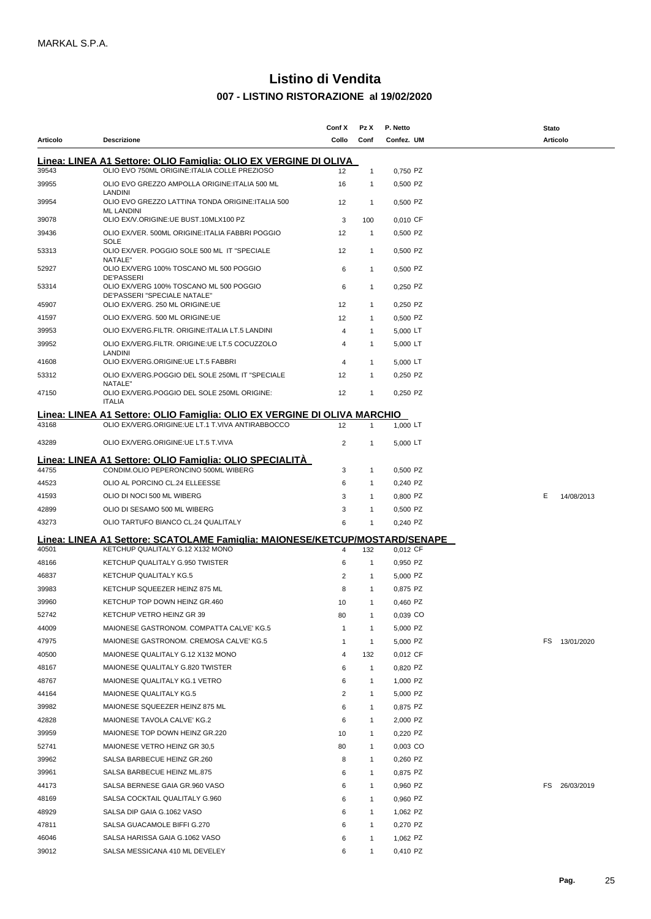MARKAL S.P.A.

# Listino di Vendita

## 007 - LISTINO RISTORAZIONE al 19/02/2020

| Articolo | Descrizione | Conf X Collo | Pz X Conf | P. Netto Confez. UM | Stato Articolo |
|---|---|---|---|---|---|
| **Linea: LINEA A1 Settore: OLIO Famiglia: OLIO EX VERGINE DI OLIVA** | | | | | |
| 39543 | OLIO EVO 750ML ORIGINE:ITALIA COLLE PREZIOSO | 12 | 1 | 0,750 PZ | |
| 39955 | OLIO EVO GREZZO AMPOLLA ORIGINE:ITALIA 500 ML LANDINI | 16 | 1 | 0,500 PZ | |
| 39954 | OLIO EVO GREZZO LATTINA TONDA ORIGINE:ITALIA 500 ML LANDINI | 12 | 1 | 0,500 PZ | |
| 39078 | OLIO EX/V.ORIGINE:UE BUST.10MLX100 PZ | 3 | 100 | 0,010 CF | |
| 39436 | OLIO EX/VER. 500ML ORIGINE:ITALIA FABBRI POGGIO SOLE | 12 | 1 | 0,500 PZ | |
| 53313 | OLIO EX/VER. POGGIO SOLE 500 ML IT "SPECIALE NATALE" | 12 | 1 | 0,500 PZ | |
| 52927 | OLIO EX/VERG 100% TOSCANO ML 500 POGGIO DE'PASSERI | 6 | 1 | 0,500 PZ | |
| 53314 | OLIO EX/VERG 100% TOSCANO ML 500 POGGIO DE'PASSERI "SPECIALE NATALE" | 6 | 1 | 0,250 PZ | |
| 45907 | OLIO EX/VERG. 250 ML ORIGINE:UE | 12 | 1 | 0,250 PZ | |
| 41597 | OLIO EX/VERG. 500 ML ORIGINE:UE | 12 | 1 | 0,500 PZ | |
| 39953 | OLIO EX/VERG.FILTR. ORIGINE:ITALIA LT.5 LANDINI | 4 | 1 | 5,000 LT | |
| 39952 | OLIO EX/VERG.FILTR. ORIGINE:UE LT.5 COCUZZOLO LANDINI | 4 | 1 | 5,000 LT | |
| 41608 | OLIO EX/VERG.ORIGINE:UE LT.5 FABBRI | 4 | 1 | 5,000 LT | |
| 53312 | OLIO EX/VERG.POGGIO DEL SOLE 250ML IT "SPECIALE NATALE" | 12 | 1 | 0,250 PZ | |
| 47150 | OLIO EX/VERG.POGGIO DEL SOLE 250ML ORIGINE: ITALIA | 12 | 1 | 0,250 PZ | |
| **Linea: LINEA A1 Settore: OLIO Famiglia: OLIO EX VERGINE DI OLIVA MARCHIO** | | | | | |
| 43168 | OLIO EX/VERG.ORIGINE:UE LT.1 T.VIVA ANTIRABBOCCO | 12 | 1 | 1,000 LT | |
| 43289 | OLIO EX/VERG.ORIGINE:UE LT.5 T.VIVA | 2 | 1 | 5,000 LT | |
| **Linea: LINEA A1 Settore: OLIO Famiglia: OLIO SPECIALITÀ** | | | | | |
| 44755 | CONDIM.OLIO PEPERONCINO 500ML WIBERG | 3 | 1 | 0,500 PZ | |
| 44523 | OLIO AL PORCINO CL.24 ELLEESSE | 6 | 1 | 0,240 PZ | |
| 41593 | OLIO DI NOCI 500 ML WIBERG | 3 | 1 | 0,800 PZ | E 14/08/2013 |
| 42899 | OLIO DI SESAMO 500 ML WIBERG | 3 | 1 | 0,500 PZ | |
| 43273 | OLIO TARTUFO BIANCO CL.24 QUALITALY | 6 | 1 | 0,240 PZ | |
| **Linea: LINEA A1 Settore: SCATOLAME Famiglia: MAIONESE/KETCUP/MOSTARD/SENAPE** | | | | | |
| 40501 | KETCHUP QUALITALY G.12 X132 MONO | 4 | 132 | 0,012 CF | |
| 48166 | KETCHUP QUALITALY G.950 TWISTER | 6 | 1 | 0,950 PZ | |
| 46837 | KETCHUP QUALITALY KG.5 | 2 | 1 | 5,000 PZ | |
| 39983 | KETCHUP SQUEEZER HEINZ 875 ML | 8 | 1 | 0,875 PZ | |
| 39960 | KETCHUP TOP DOWN HEINZ GR.460 | 10 | 1 | 0,460 PZ | |
| 52742 | KETCHUP VETRO HEINZ GR 39 | 80 | 1 | 0,039 CO | |
| 44009 | MAIONESE GASTRONOM. COMPATTA CALVE' KG.5 | 1 | 1 | 5,000 PZ | |
| 47975 | MAIONESE GASTRONOM. CREMOSA CALVE' KG.5 | 1 | 1 | 5,000 PZ | FS 13/01/2020 |
| 40500 | MAIONESE QUALITALY G.12 X132 MONO | 4 | 132 | 0,012 CF | |
| 48167 | MAIONESE QUALITALY G.820 TWISTER | 6 | 1 | 0,820 PZ | |
| 48767 | MAIONESE QUALITALY KG.1 VETRO | 6 | 1 | 1,000 PZ | |
| 44164 | MAIONESE QUALITALY KG.5 | 2 | 1 | 5,000 PZ | |
| 39982 | MAIONESE SQUEEZER HEINZ 875 ML | 6 | 1 | 0,875 PZ | |
| 42828 | MAIONESE TAVOLA CALVE' KG.2 | 6 | 1 | 2,000 PZ | |
| 39959 | MAIONESE TOP DOWN HEINZ GR.220 | 10 | 1 | 0,220 PZ | |
| 52741 | MAIONESE VETRO HEINZ GR 30,5 | 80 | 1 | 0,003 CO | |
| 39962 | SALSA BARBECUE HEINZ GR.260 | 8 | 1 | 0,260 PZ | |
| 39961 | SALSA BARBECUE HEINZ ML.875 | 6 | 1 | 0,875 PZ | |
| 44173 | SALSA BERNESE GAIA GR.960 VASO | 6 | 1 | 0,960 PZ | FS 26/03/2019 |
| 48169 | SALSA COCKTAIL QUALITALY G.960 | 6 | 1 | 0,960 PZ | |
| 48929 | SALSA DIP GAIA G.1062 VASO | 6 | 1 | 1,062 PZ | |
| 47811 | SALSA GUACAMOLE BIFFI G.270 | 6 | 1 | 0,270 PZ | |
| 46046 | SALSA HARISSA GAIA G.1062 VASO | 6 | 1 | 1,062 PZ | |
| 39012 | SALSA MESSICANA 410 ML DEVELEY | 6 | 1 | 0,410 PZ | |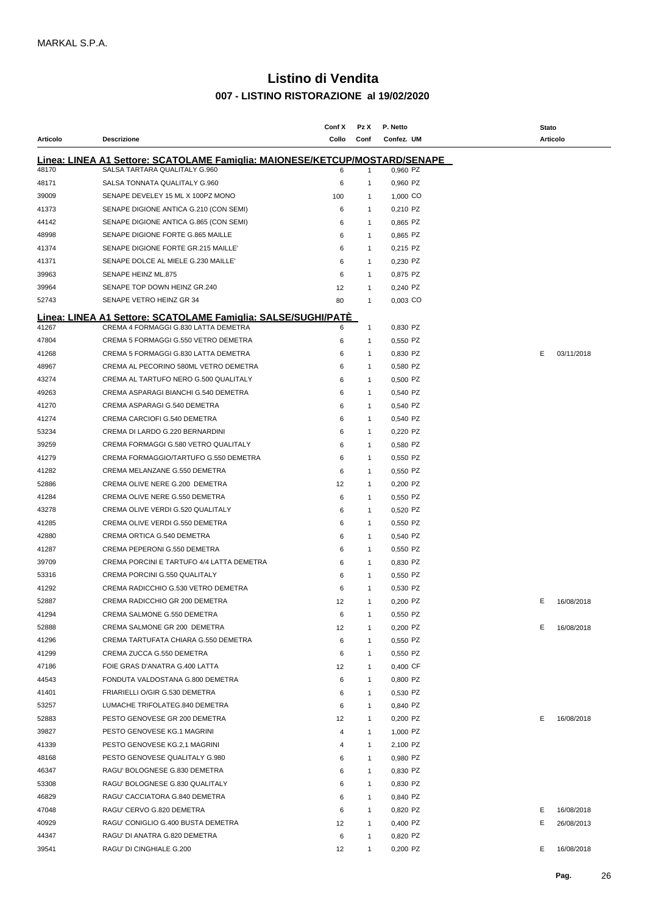MARKAL S.P.A.

# Listino di Vendita

## 007 - LISTINO RISTORAZIONE al 19/02/2020

| Articolo | Descrizione | Conf X Collo | Pz X Conf | P. Netto Confez. UM | Stato Articolo | |
|---|---|---|---|---|---|---|
| **Linea: LINEA A1 Settore: SCATOLAME Famiglia: MAIONESE/KETCUP/MOSTARD/SENAPE** | | | | | | |
| 48170 | SALSA TARTARA QUALITALY G.960 | 6 | 1 | 0,960 PZ | | |
| 48171 | SALSA TONNATA QUALITALY G.960 | 6 | 1 | 0,960 PZ | | |
| 39009 | SENAPE DEVELEY 15 ML X 100PZ MONO | 100 | 1 | 1,000 CO | | |
| 41373 | SENAPE DIGIONE ANTICA G.210 (CON SEMI) | 6 | 1 | 0,210 PZ | | |
| 44142 | SENAPE DIGIONE ANTICA G.865 (CON SEMI) | 6 | 1 | 0,865 PZ | | |
| 48998 | SENAPE DIGIONE FORTE G.865 MAILLE | 6 | 1 | 0,865 PZ | | |
| 41374 | SENAPE DIGIONE FORTE GR.215 MAILLE' | 6 | 1 | 0,215 PZ | | |
| 41371 | SENAPE DOLCE AL MIELE G.230 MAILLE' | 6 | 1 | 0,230 PZ | | |
| 39963 | SENAPE HEINZ ML.875 | 6 | 1 | 0,875 PZ | | |
| 39964 | SENAPE TOP DOWN HEINZ GR.240 | 12 | 1 | 0,240 PZ | | |
| 52743 | SENAPE VETRO HEINZ GR 34 | 80 | 1 | 0,003 CO | | |
| **Linea: LINEA A1 Settore: SCATOLAME Famiglia: SALSE/SUGHI/PATÈ** | | | | | | |
| 41267 | CREMA 4 FORMAGGI G.830 LATTA DEMETRA | 6 | 1 | 0,830 PZ | | |
| 47804 | CREMA 5 FORMAGGI G.550 VETRO DEMETRA | 6 | 1 | 0,550 PZ | | |
| 41268 | CREMA 5 FORMAGGI G.830 LATTA DEMETRA | 6 | 1 | 0,830 PZ | E | 03/11/2018 |
| 48967 | CREMA AL PECORINO 580ML VETRO DEMETRA | 6 | 1 | 0,580 PZ | | |
| 43274 | CREMA AL TARTUFO NERO G.500 QUALITALY | 6 | 1 | 0,500 PZ | | |
| 49263 | CREMA ASPARAGI BIANCHI G.540 DEMETRA | 6 | 1 | 0,540 PZ | | |
| 41270 | CREMA ASPARAGI G.540 DEMETRA | 6 | 1 | 0,540 PZ | | |
| 41274 | CREMA CARCIOFI G.540 DEMETRA | 6 | 1 | 0,540 PZ | | |
| 53234 | CREMA DI LARDO G.220 BERNARDINI | 6 | 1 | 0,220 PZ | | |
| 39259 | CREMA FORMAGGI G.580 VETRO QUALITALY | 6 | 1 | 0,580 PZ | | |
| 41279 | CREMA FORMAGGIO/TARTUFO G.550 DEMETRA | 6 | 1 | 0,550 PZ | | |
| 41282 | CREMA MELANZANE G.550 DEMETRA | 6 | 1 | 0,550 PZ | | |
| 52886 | CREMA OLIVE NERE G.200 DEMETRA | 12 | 1 | 0,200 PZ | | |
| 41284 | CREMA OLIVE NERE G.550 DEMETRA | 6 | 1 | 0,550 PZ | | |
| 43278 | CREMA OLIVE VERDI G.520 QUALITALY | 6 | 1 | 0,520 PZ | | |
| 41285 | CREMA OLIVE VERDI G.550 DEMETRA | 6 | 1 | 0,550 PZ | | |
| 42880 | CREMA ORTICA G.540 DEMETRA | 6 | 1 | 0,540 PZ | | |
| 41287 | CREMA PEPERONI G.550 DEMETRA | 6 | 1 | 0,550 PZ | | |
| 39709 | CREMA PORCINI E TARTUFO 4/4 LATTA DEMETRA | 6 | 1 | 0,830 PZ | | |
| 53316 | CREMA PORCINI G.550 QUALITALY | 6 | 1 | 0,550 PZ | | |
| 41292 | CREMA RADICCHIO G.530 VETRO DEMETRA | 6 | 1 | 0,530 PZ | | |
| 52887 | CREMA RADICCHIO GR 200 DEMETRA | 12 | 1 | 0,200 PZ | E | 16/08/2018 |
| 41294 | CREMA SALMONE G.550 DEMETRA | 6 | 1 | 0,550 PZ | | |
| 52888 | CREMA SALMONE GR 200 DEMETRA | 12 | 1 | 0,200 PZ | E | 16/08/2018 |
| 41296 | CREMA TARTUFATA CHIARA G.550 DEMETRA | 6 | 1 | 0,550 PZ | | |
| 41299 | CREMA ZUCCA G.550 DEMETRA | 6 | 1 | 0,550 PZ | | |
| 47186 | FOIE GRAS D'ANATRA G.400 LATTA | 12 | 1 | 0,400 CF | | |
| 44543 | FONDUTA VALDOSTANA G.800 DEMETRA | 6 | 1 | 0,800 PZ | | |
| 41401 | FRIARIELLI O/GIR G.530 DEMETRA | 6 | 1 | 0,530 PZ | | |
| 53257 | LUMACHE TRIFOLATEG.840 DEMETRA | 6 | 1 | 0,840 PZ | | |
| 52883 | PESTO GENOVESE GR 200 DEMETRA | 12 | 1 | 0,200 PZ | E | 16/08/2018 |
| 39827 | PESTO GENOVESE KG.1 MAGRINI | 4 | 1 | 1,000 PZ | | |
| 41339 | PESTO GENOVESE KG.2,1 MAGRINI | 4 | 1 | 2,100 PZ | | |
| 48168 | PESTO GENOVESE QUALITALY G.980 | 6 | 1 | 0,980 PZ | | |
| 46347 | RAGU' BOLOGNESE G.830 DEMETRA | 6 | 1 | 0,830 PZ | | |
| 53308 | RAGU' BOLOGNESE G.830 QUALITALY | 6 | 1 | 0,830 PZ | | |
| 46829 | RAGU' CACCIATORA G.840 DEMETRA | 6 | 1 | 0,840 PZ | | |
| 47048 | RAGU' CERVO G.820 DEMETRA | 6 | 1 | 0,820 PZ | E | 16/08/2018 |
| 40929 | RAGU' CONIGLIO G.400 BUSTA DEMETRA | 12 | 1 | 0,400 PZ | E | 26/08/2013 |
| 44347 | RAGU' DI ANATRA G.820 DEMETRA | 6 | 1 | 0,820 PZ | | |
| 39541 | RAGU' DI CINGHIALE G.200 | 12 | 1 | 0,200 PZ | E | 16/08/2018 |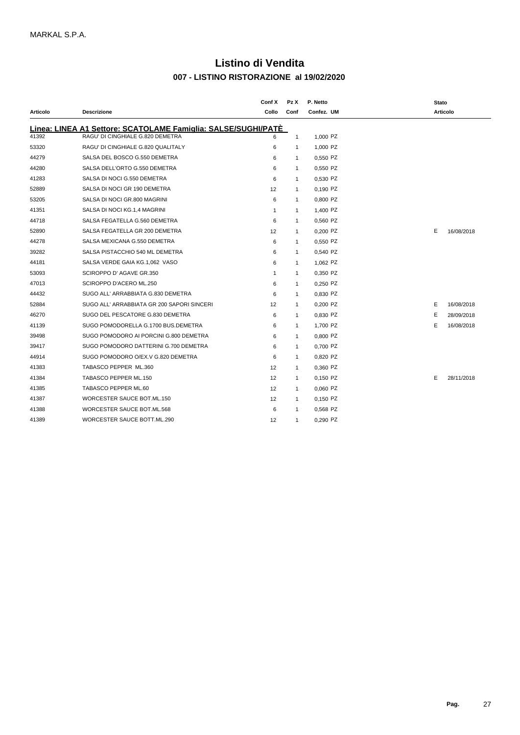MARKAL S.P.A.

# Listino di Vendita

## 007 - LISTINO RISTORAZIONE al 19/02/2020

| Articolo | Descrizione | Conf X Collo | Pz X Conf | P. Netto Confez. | UM | Stato Articolo | |
|---|---|---|---|---|---|---|---|
| **Linea: LINEA A1 Settore: SCATOLAME Famiglia: SALSE/SUGHI/PATÈ** | | | | | | | |
| 41392 | RAGU' DI CINGHIALE G.820 DEMETRA | 6 | 1 | 1,000 | PZ | | |
| 53320 | RAGU' DI CINGHIALE G.820 QUALITALY | 6 | 1 | 1,000 | PZ | | |
| 44279 | SALSA DEL BOSCO G.550 DEMETRA | 6 | 1 | 0,550 | PZ | | |
| 44280 | SALSA DELL'ORTO G.550 DEMETRA | 6 | 1 | 0,550 | PZ | | |
| 41283 | SALSA DI NOCI G.550 DEMETRA | 6 | 1 | 0,530 | PZ | | |
| 52889 | SALSA DI NOCI GR 190 DEMETRA | 12 | 1 | 0,190 | PZ | | |
| 53205 | SALSA DI NOCI GR.800 MAGRINI | 6 | 1 | 0,800 | PZ | | |
| 41351 | SALSA DI NOCI KG.1,4 MAGRINI | 1 | 1 | 1,400 | PZ | | |
| 44718 | SALSA FEGATELLA G.560 DEMETRA | 6 | 1 | 0,560 | PZ | | |
| 52890 | SALSA FEGATELLA GR 200 DEMETRA | 12 | 1 | 0,200 | PZ | E | 16/08/2018 |
| 44278 | SALSA MEXICANA G.550 DEMETRA | 6 | 1 | 0,550 | PZ | | |
| 39282 | SALSA PISTACCHIO 540 ML DEMETRA | 6 | 1 | 0,540 | PZ | | |
| 44181 | SALSA VERDE GAIA KG.1,062 VASO | 6 | 1 | 1,062 | PZ | | |
| 53093 | SCIROPPO D' AGAVE GR.350 | 1 | 1 | 0,350 | PZ | | |
| 47013 | SCIROPPO D'ACERO ML.250 | 6 | 1 | 0,250 | PZ | | |
| 44432 | SUGO ALL' ARRABBIATA G.830 DEMETRA | 6 | 1 | 0,830 | PZ | | |
| 52884 | SUGO ALL' ARRABBIATA GR 200 SAPORI SINCERI | 12 | 1 | 0,200 | PZ | E | 16/08/2018 |
| 46270 | SUGO DEL PESCATORE G.830 DEMETRA | 6 | 1 | 0,830 | PZ | E | 28/09/2018 |
| 41139 | SUGO POMODORELLA G.1700 BUS.DEMETRA | 6 | 1 | 1,700 | PZ | E | 16/08/2018 |
| 39498 | SUGO POMODORO AI PORCINI G.800 DEMETRA | 6 | 1 | 0,800 | PZ | | |
| 39417 | SUGO POMODORO DATTERINI G.700 DEMETRA | 6 | 1 | 0,700 | PZ | | |
| 44914 | SUGO POMODORO O/EX.V G.820 DEMETRA | 6 | 1 | 0,820 | PZ | | |
| 41383 | TABASCO PEPPER ML.360 | 12 | 1 | 0,360 | PZ | | |
| 41384 | TABASCO PEPPER ML.150 | 12 | 1 | 0,150 | PZ | E | 28/11/2018 |
| 41385 | TABASCO PEPPER ML.60 | 12 | 1 | 0,060 | PZ | | |
| 41387 | WORCESTER SAUCE BOT.ML.150 | 12 | 1 | 0,150 | PZ | | |
| 41388 | WORCESTER SAUCE BOT.ML.568 | 6 | 1 | 0,568 | PZ | | |
| 41389 | WORCESTER SAUCE BOTT.ML.290 | 12 | 1 | 0,290 | PZ | | |